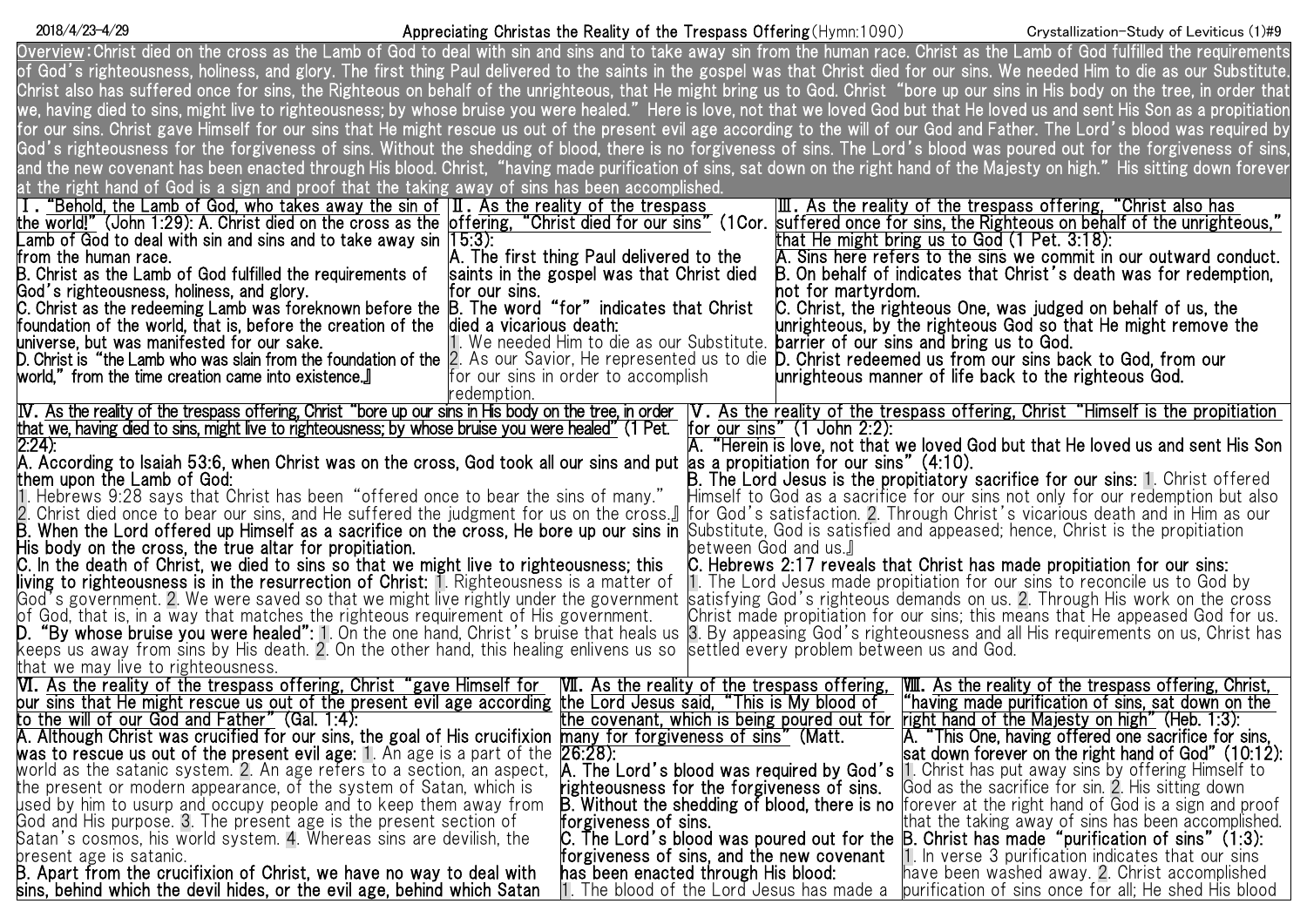# Appreciating Christas the Reality of the Trespass Offering (Hymn:1090)

2018/4/23-4/29 — Crystallization-Study of Leviticus (1)#9

**Overview:** Christ died on the cross as the Lamb of God to deal with sin and sins and to take away sin from the human race. Christ as the Lamb of God fulfilled the requirements of God's righteousness, holiness, and glory. The first thing Paul delivered to the saints in the gospel was that Christ died for our sins. We needed Him to die as our Substitute. Christ also has suffered once for sins, the Righteous on behalf of the unrighteous, that He might bring us to God. Christ "bore up our sins in His body on the tree, in order that we, having died to sins, might live to righteousness; by whose bruise you were healed." Here is love, not that we loved God but that He loved us and sent His Son as a propitiation for our sins. Christ gave Himself for our sins that He might rescue us out of the present evil age according to the will of our God and Father. The Lord's blood was required by God's righteousness for the forgiveness of sins. Without the shedding of blood, there is no forgiveness of sins. The Lord's blood was poured out for the forgiveness of sins, and the new covenant has been enacted through His blood. Christ, "having made purification of sins, sat down on the right hand of the Majesty on high." His sitting down forever at the right hand of God is a sign and proof that the taking away of sins has been accomplished.

## Ⅰ. "Behold, the Lamb of God, who takes away the sin of the world!" (John 1:29):

A. Christ died on the cross as the Lamb of God to deal with sin and sins and to take away sin from the human race.

B. Christ as the Lamb of God fulfilled the requirements of God's righteousness, holiness, and glory.

C. Christ as the redeeming Lamb was foreknown before the foundation of the world, that is, before the creation of the universe, but was manifested for our sake.

D. Christ is "the Lamb who was slain from the foundation of the world," from the time creation came into existence.』

## Ⅱ. As the reality of the trespass offering, "Christ died for our sins" (1Cor. 15:3):

A. The first thing Paul delivered to the saints in the gospel was that Christ died for our sins.

B. The word "for" indicates that Christ died a vicarious death:

1. We needed Him to die as our Substitute.
2. As our Savior, He represented us to die for our sins in order to accomplish redemption.

## Ⅲ. As the reality of the trespass offering, "Christ also has suffered once for sins, the Righteous on behalf of the unrighteous," that He might bring us to God (1 Pet. 3:18):

A. Sins here refers to the sins we commit in our outward conduct.

B. On behalf of indicates that Christ's death was for redemption, not for martyrdom.

C. Christ, the righteous One, was judged on behalf of us, the unrighteous, by the righteous God so that He might remove the barrier of our sins and bring us to God.

D. Christ redeemed us from our sins back to God, from our unrighteous manner of life back to the righteous God.

## Ⅳ. As the reality of the trespass offering, Christ "bore up our sins in His body on the tree, in order that we, having died to sins, might live to righteousness; by whose bruise you were healed" (1 Pet. 2:24):

A. According to Isaiah 53:6, when Christ was on the cross, God took all our sins and put them upon the Lamb of God:

1. Hebrews 9:28 says that Christ has been "offered once to bear the sins of many."
2. Christ died once to bear our sins, and He suffered the judgment for us on the cross.』

B. When the Lord offered up Himself as a sacrifice on the cross, He bore up our sins in His body on the cross, the true altar for propitiation.

C. In the death of Christ, we died to sins so that we might live to righteousness; this living to righteousness is in the resurrection of Christ: 1. Righteousness is a matter of God's government. 2. We were saved so that we might live rightly under the government of God, that is, in a way that matches the righteous requirement of His government.

D. "By whose bruise you were healed": 1. On the one hand, Christ's bruise that heals us keeps us away from sins by His death. 2. On the other hand, this healing enlivens us so that we may live to righteousness.

## Ⅴ. As the reality of the trespass offering, Christ "Himself is the propitiation for our sins" (1 John 2:2):

A. "Herein is love, not that we loved God but that He loved us and sent His Son as a propitiation for our sins" (4:10).

B. The Lord Jesus is the propitiatory sacrifice for our sins: 1. Christ offered Himself to God as a sacrifice for our sins not only for our redemption but also for God's satisfaction. 2. Through Christ's vicarious death and in Him as our Substitute, God is satisfied and appeased; hence, Christ is the propitiation between God and us.』

C. Hebrews 2:17 reveals that Christ has made propitiation for our sins:

1. The Lord Jesus made propitiation for our sins to reconcile us to God by satisfying God's righteous demands on us. 2. Through His work on the cross Christ made propitiation for our sins; this means that He appeased God for us. 3. By appeasing God's righteousness and all His requirements on us, Christ has settled every problem between us and God.

## Ⅵ. As the reality of the trespass offering, Christ "gave Himself for our sins that He might rescue us out of the present evil age according to the will of our God and Father" (Gal. 1:4):

A. Although Christ was crucified for our sins, the goal of His crucifixion was to rescue us out of the present evil age: 1. An age is a part of the world as the satanic system. 2. An age refers to a section, an aspect, the present or modern appearance, of the system of Satan, which is used by him to usurp and occupy people and to keep them away from God and His purpose. 3. The present age is the present section of Satan's cosmos, his world system. 4. Whereas sins are devilish, the present age is satanic.

B. Apart from the crucifixion of Christ, we have no way to deal with sins, behind which the devil hides, or the evil age, behind which Satan

## Ⅶ. As the reality of the trespass offering, the Lord Jesus said, "This is My blood of the covenant, which is being poured out for many for forgiveness of sins" (Matt. 26:28):

A. The Lord's blood was required by God's righteousness for the forgiveness of sins.

B. Without the shedding of blood, there is no forgiveness of sins.

C. The Lord's blood was poured out for the forgiveness of sins, and the new covenant has been enacted through His blood:

1. The blood of the Lord Jesus has made a

## Ⅷ. As the reality of the trespass offering, Christ, "having made purification of sins, sat down on the right hand of the Majesty on high" (Heb. 1:3):

A. "This One, having offered one sacrifice for sins, sat down forever on the right hand of God" (10:12): 1. Christ has put away sins by offering Himself to God as the sacrifice for sin. 2. His sitting down forever at the right hand of God is a sign and proof that the taking away of sins has been accomplished.

B. Christ has made "purification of sins" (1:3):

1. In verse 3 purification indicates that our sins have been washed away. 2. Christ accomplished purification of sins once for all; He shed His blood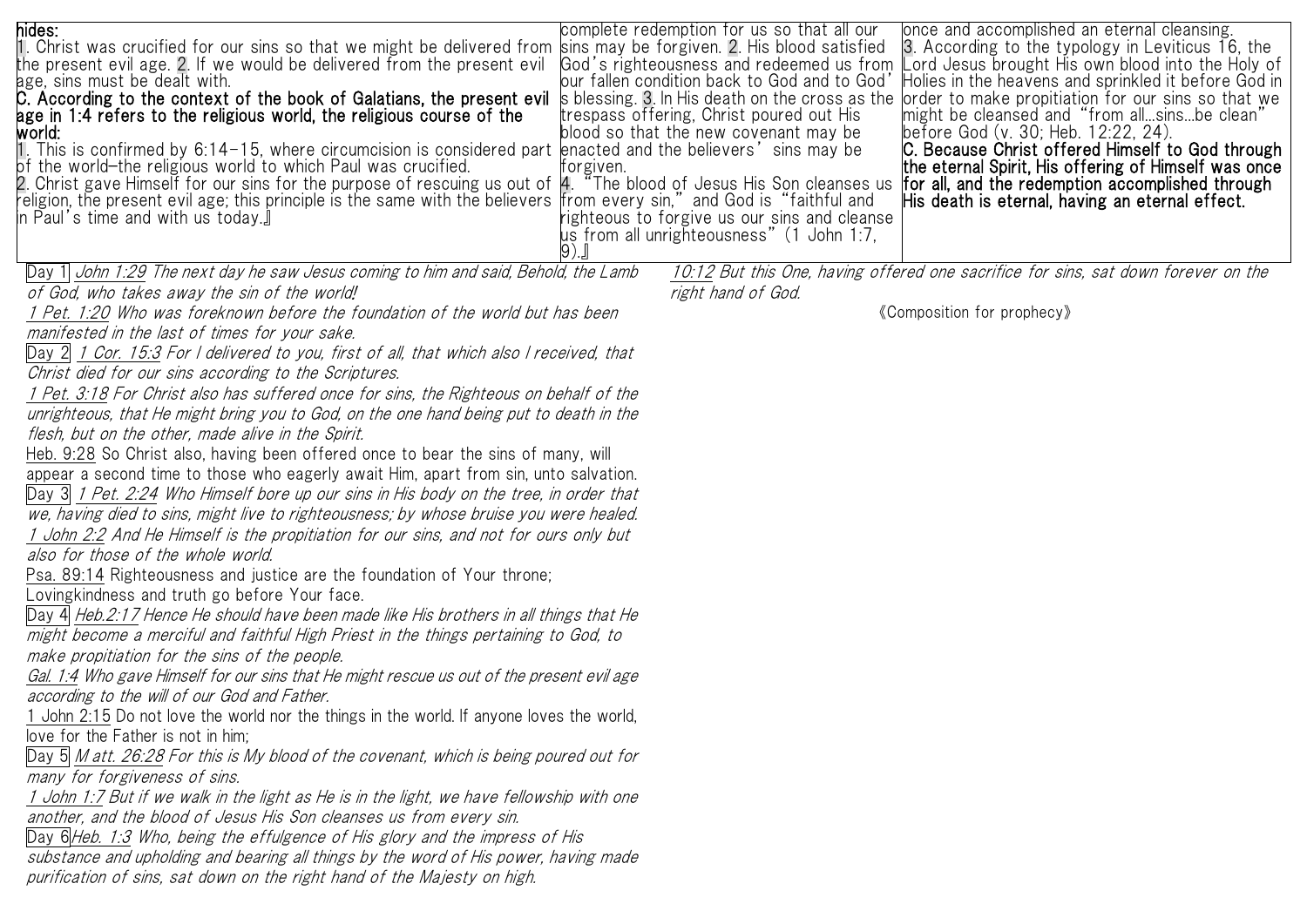hides:

1. Christ was crucified for our sins so that we might be delivered from the present evil age. 2. If we would be delivered from the present evil age, sins must be dealt with.

**C. According to the context of the book of Galatians, the present evil age in 1:4 refers to the religious world, the religious course of the world:**

1. This is confirmed by 6:14-15, where circumcision is considered part of the world—the religious world to which Paul was crucified.
2. Christ gave Himself for our sins for the purpose of rescuing us out of religion, the present evil age; this principle is the same with the believers in Paul's time and with us today.』

complete redemption for us so that all our sins may be forgiven. 2. His blood satisfied God's righteousness and redeemed us from our fallen condition back to God and to God's blessing. 3. In His death on the cross as the trespass offering, Christ poured out His blood so that the new covenant may be enacted and the believers' sins may be forgiven.

4. "The blood of Jesus His Son cleanses us from every sin," and God is "faithful and righteous to forgive us our sins and cleanse us from all unrighteousness" (1 John 1:7, 9).』

once and accomplished an eternal cleansing.

3. According to the typology in Leviticus 16, the Lord Jesus brought His own blood into the Holy of Holies in the heavens and sprinkled it before God in order to make propitiation for our sins so that we might be cleansed and "from all...sins...be clean" before God (v. 30; Heb. 12:22, 24).

**C. Because Christ offered Himself to God through the eternal Spirit, His offering of Himself was once for all, and the redemption accomplished through His death is eternal, having an eternal effect.**

Day 1 *John 1:29 The next day he saw Jesus coming to him and said, Behold, the Lamb of God, who takes away the sin of the world!*

*1 Pet. 1:20 Who was foreknown before the foundation of the world but has been manifested in the last of times for your sake.*

Day 2 *1 Cor. 15:3 For I delivered to you, first of all, that which also I received, that Christ died for our sins according to the Scriptures.*

*1 Pet. 3:18 For Christ also has suffered once for sins, the Righteous on behalf of the unrighteous, that He might bring you to God, on the one hand being put to death in the flesh, but on the other, made alive in the Spirit.*

Heb. 9:28 So Christ also, having been offered once to bear the sins of many, will appear a second time to those who eagerly await Him, apart from sin, unto salvation.

Day 3 *1 Pet. 2:24 Who Himself bore up our sins in His body on the tree, in order that we, having died to sins, might live to righteousness; by whose bruise you were healed.*

*1 John 2:2 And He Himself is the propitiation for our sins, and not for ours only but also for those of the whole world.*

Psa. 89:14 Righteousness and justice are the foundation of Your throne; Lovingkindness and truth go before Your face.

Day 4 *Heb.2:17 Hence He should have been made like His brothers in all things that He might become a merciful and faithful High Priest in the things pertaining to God, to make propitiation for the sins of the people.*

*Gal. 1:4 Who gave Himself for our sins that He might rescue us out of the present evil age according to the will of our God and Father.*

1 John 2:15 Do not love the world nor the things in the world. If anyone loves the world, love for the Father is not in him;

Day 5 *Matt. 26:28 For this is My blood of the covenant, which is being poured out for many for forgiveness of sins.*

*1 John 1:7 But if we walk in the light as He is in the light, we have fellowship with one another, and the blood of Jesus His Son cleanses us from every sin.*

Day 6 *Heb. 1:3 Who, being the effulgence of His glory and the impress of His substance and upholding and bearing all things by the word of His power, having made purification of sins, sat down on the right hand of the Majesty on high.*

*10:12 But this One, having offered one sacrifice for sins, sat down forever on the right hand of God.*

《Composition for prophecy》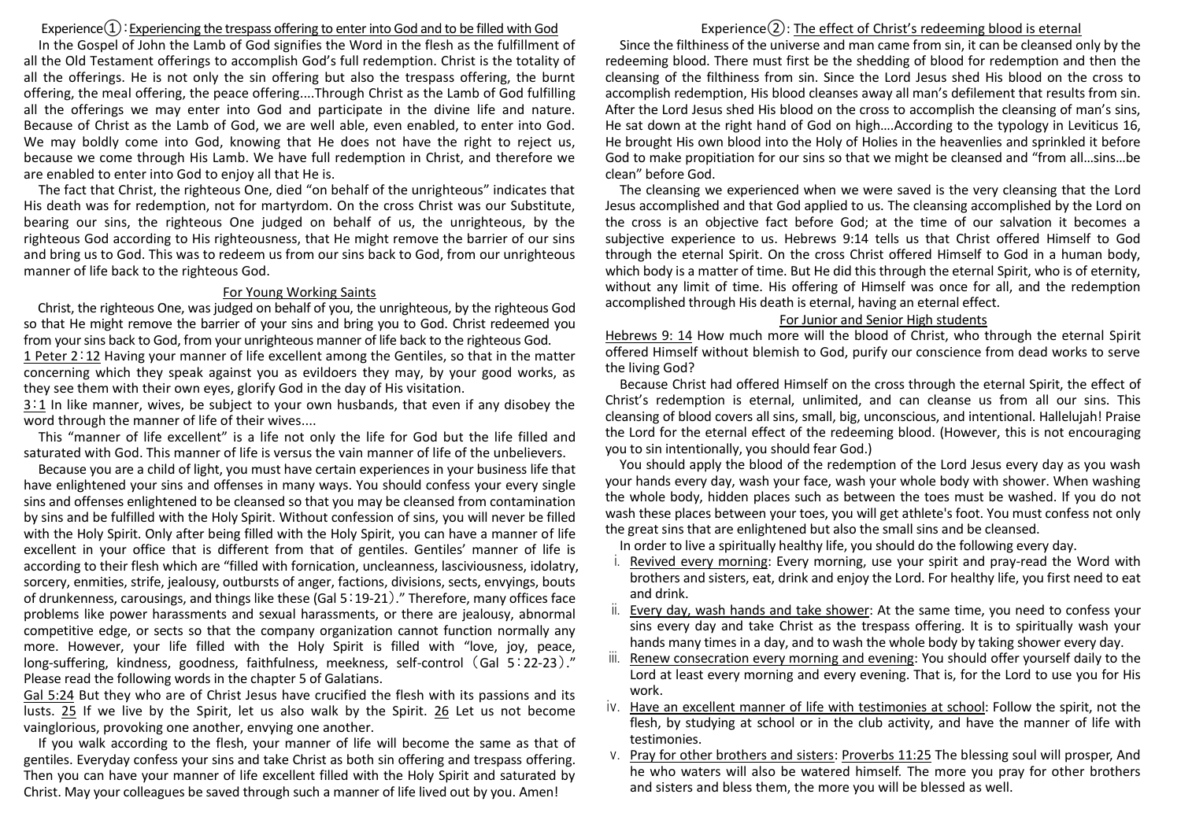## Experience①：Experiencing the trespass offering to enter into God and to be filled with God

In the Gospel of John the Lamb of God signifies the Word in the flesh as the fulfillment of all the Old Testament offerings to accomplish God's full redemption. Christ is the totality of all the offerings. He is not only the sin offering but also the trespass offering, the burnt offering, the meal offering, the peace offering....Through Christ as the Lamb of God fulfilling all the offerings we may enter into God and participate in the divine life and nature. Because of Christ as the Lamb of God, we are well able, even enabled, to enter into God. We may boldly come into God, knowing that He does not have the right to reject us, because we come through His Lamb. We have full redemption in Christ, and therefore we are enabled to enter into God to enjoy all that He is.

The fact that Christ, the righteous One, died "on behalf of the unrighteous" indicates that His death was for redemption, not for martyrdom. On the cross Christ was our Substitute, bearing our sins, the righteous One judged on behalf of us, the unrighteous, by the righteous God according to His righteousness, that He might remove the barrier of our sins and bring us to God. This was to redeem us from our sins back to God, from our unrighteous manner of life back to the righteous God.

### For Young Working Saints

Christ, the righteous One, was judged on behalf of you, the unrighteous, by the righteous God so that He might remove the barrier of your sins and bring you to God. Christ redeemed you from your sins back to God, from your unrighteous manner of life back to the righteous God.

1 Peter 2：12 Having your manner of life excellent among the Gentiles, so that in the matter concerning which they speak against you as evildoers they may, by your good works, as they see them with their own eyes, glorify God in the day of His visitation.

3：1 In like manner, wives, be subject to your own husbands, that even if any disobey the word through the manner of life of their wives....

This "manner of life excellent" is a life not only the life for God but the life filled and saturated with God. This manner of life is versus the vain manner of life of the unbelievers.

Because you are a child of light, you must have certain experiences in your business life that have enlightened your sins and offenses in many ways. You should confess your every single sins and offenses enlightened to be cleansed so that you may be cleansed from contamination by sins and be fulfilled with the Holy Spirit. Without confession of sins, you will never be filled with the Holy Spirit. Only after being filled with the Holy Spirit, you can have a manner of life excellent in your office that is different from that of gentiles. Gentiles' manner of life is according to their flesh which are "filled with fornication, uncleanness, lasciviousness, idolatry, sorcery, enmities, strife, jealousy, outbursts of anger, factions, divisions, sects, envyings, bouts of drunkenness, carousings, and things like these (Gal 5：19-21)." Therefore, many offices face problems like power harassments and sexual harassments, or there are jealousy, abnormal competitive edge, or sects so that the company organization cannot function normally any more. However, your life filled with the Holy Spirit is filled with "love, joy, peace, long-suffering, kindness, goodness, faithfulness, meekness, self-control（Gal 5：22-23）." Please read the following words in the chapter 5 of Galatians.

Gal 5:24 But they who are of Christ Jesus have crucified the flesh with its passions and its lusts. 25 If we live by the Spirit, let us also walk by the Spirit. 26 Let us not become vainglorious, provoking one another, envying one another.

If you walk according to the flesh, your manner of life will become the same as that of gentiles. Everyday confess your sins and take Christ as both sin offering and trespass offering. Then you can have your manner of life excellent filled with the Holy Spirit and saturated by Christ. May your colleagues be saved through such a manner of life lived out by you. Amen!

## Experience②: The effect of Christ's redeeming blood is eternal

Since the filthiness of the universe and man came from sin, it can be cleansed only by the redeeming blood. There must first be the shedding of blood for redemption and then the cleansing of the filthiness from sin. Since the Lord Jesus shed His blood on the cross to accomplish redemption, His blood cleanses away all man's defilement that results from sin. After the Lord Jesus shed His blood on the cross to accomplish the cleansing of man's sins, He sat down at the right hand of God on high....According to the typology in Leviticus 16, He brought His own blood into the Holy of Holies in the heavenlies and sprinkled it before God to make propitiation for our sins so that we might be cleansed and "from all…sins…be clean" before God.

The cleansing we experienced when we were saved is the very cleansing that the Lord Jesus accomplished and that God applied to us. The cleansing accomplished by the Lord on the cross is an objective fact before God; at the time of our salvation it becomes a subjective experience to us. Hebrews 9:14 tells us that Christ offered Himself to God through the eternal Spirit. On the cross Christ offered Himself to God in a human body, which body is a matter of time. But He did this through the eternal Spirit, who is of eternity, without any limit of time. His offering of Himself was once for all, and the redemption accomplished through His death is eternal, having an eternal effect.

### For Junior and Senior High students

Hebrews 9: 14 How much more will the blood of Christ, who through the eternal Spirit offered Himself without blemish to God, purify our conscience from dead works to serve the living God?

Because Christ had offered Himself on the cross through the eternal Spirit, the effect of Christ's redemption is eternal, unlimited, and can cleanse us from all our sins. This cleansing of blood covers all sins, small, big, unconscious, and intentional. Hallelujah! Praise the Lord for the eternal effect of the redeeming blood. (However, this is not encouraging you to sin intentionally, you should fear God.)

You should apply the blood of the redemption of the Lord Jesus every day as you wash your hands every day, wash your face, wash your whole body with shower. When washing the whole body, hidden places such as between the toes must be washed. If you do not wash these places between your toes, you will get athlete's foot. You must confess not only the great sins that are enlightened but also the small sins and be cleansed.

In order to live a spiritually healthy life, you should do the following every day.

i. Revived every morning: Every morning, use your spirit and pray-read the Word with brothers and sisters, eat, drink and enjoy the Lord. For healthy life, you first need to eat and drink.

ii. Every day, wash hands and take shower: At the same time, you need to confess your sins every day and take Christ as the trespass offering. It is to spiritually wash your hands many times in a day, and to wash the whole body by taking shower every day.

iii. Renew consecration every morning and evening: You should offer yourself daily to the Lord at least every morning and every evening. That is, for the Lord to use you for His work.

iv. Have an excellent manner of life with testimonies at school: Follow the spirit, not the flesh, by studying at school or in the club activity, and have the manner of life with testimonies.

v. Pray for other brothers and sisters: Proverbs 11:25 The blessing soul will prosper, And he who waters will also be watered himself. The more you pray for other brothers and sisters and bless them, the more you will be blessed as well.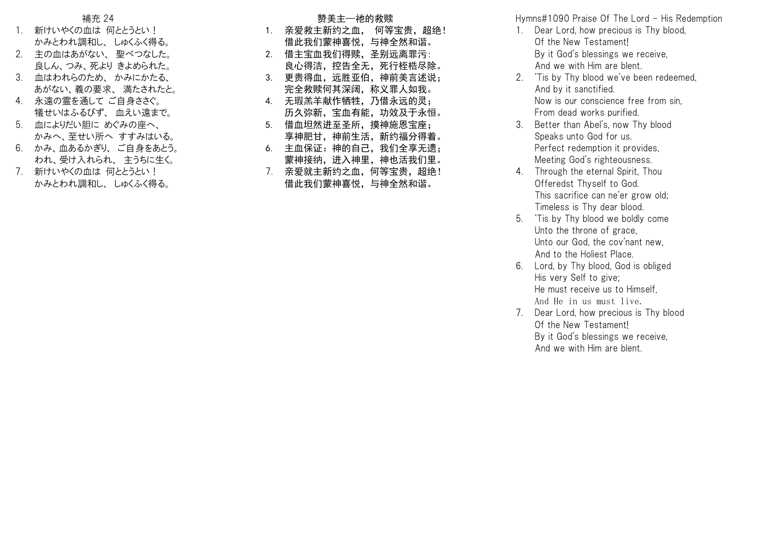## 補充 24

1. 新けいやくの血は 何ととうとい！
   かみとわれ調和し、 しゅくふく得る。
2. 主の血はあがない、 聖べつなした。
   良しん、つみ、死より きよめられた。
3. 血はわれらのため、 かみにかたる、
   あがない、義の要求、 満たされたと。
4. 永遠の霊を通して ご自身ささぐ。
   犠せいはふるびず、 血えい遠まで。
5. 血によりだい胆に めぐみの座へ、
   かみへ、至せい所へ すすみはいる。
6. かみ、血あるかぎり、 ご自身をあとう。
   われ、受け入れられ、 主うちに生く。
7. 新けいやくの血は 何ととうとい！
   かみとわれ調和し、 しゅくふく得る。

## 赞美主—祂的救赎

1. 亲爱救主新约之血， 何等宝贵，超绝！
   借此我们蒙神喜悦，与神全然和谐。
2. 借主宝血我们得赎，圣别远离罪污：
   良心得洁，控告全无，死行桎梏尽除。
3. 更贵得血，远胜亚伯，神前美言述说；
   完全救赎何其深阔，称义罪人如我。
4. 无瑕羔羊献作牺牲，乃借永远的灵；
   历久弥新，宝血有能，功效及于永恒。
5. 借血坦然进至圣所，摸神施恩宝座；
   享神肥甘，神前生活，新约福分得着。
6. 主血保证：神的自己，我们全享无遗；
   蒙神接纳，进入神里，神也活我们里。
7. 亲爱就主新约之血，何等宝贵，超绝！
   借此我们蒙神喜悦，与神全然和谐。

## Hymns#1090 Praise Of The Lord - His Redemption

1. Dear Lord, how precious is Thy blood,
   Of the New Testament!
   By it God's blessings we receive,
   And we with Him are blent.
2. 'Tis by Thy blood we've been redeemed,
   And by it sanctified.
   Now is our conscience free from sin,
   From dead works purified.
3. Better than Abel's, now Thy blood
   Speaks unto God for us.
   Perfect redemption it provides,
   Meeting God's righteousness.
4. Through the eternal Spirit, Thou
   Offeredst Thyself to God.
   This sacrifice can ne'er grow old;
   Timeless is Thy dear blood.
5. 'Tis by Thy blood we boldly come
   Unto the throne of grace,
   Unto our God, the cov'nant new,
   And to the Holiest Place.
6. Lord, by Thy blood, God is obliged
   His very Self to give;
   He must receive us to Himself,
   And He in us must live.
7. Dear Lord, how precious is Thy blood
   Of the New Testament!
   By it God's blessings we receive,
   And we with Him are blent.